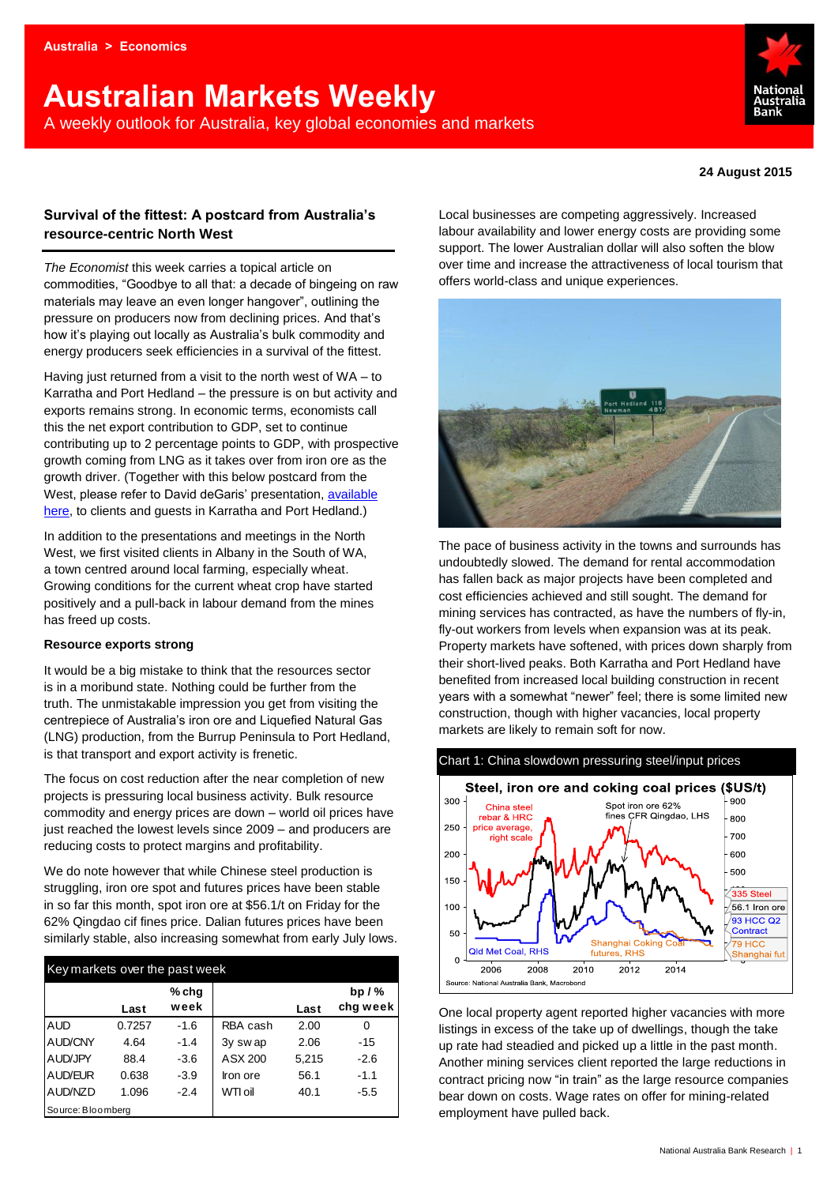Australia > Economics

# Australian Markets Weekly

A weekly outlook for Australia, key global economies and markets

24 August 2015

## Survival of the fittest: A postcard from Australia's resource-centric North West

*The Economist* this week carries a topical article on commodities, "Goodbye to all that: a decade of bingeing on raw materials may leave an even longer hangover", outlining the pressure on producers now from declining prices. And that's how it's playing out locally as Australia's bulk commodity and energy producers seek efficiencies in a survival of the fittest.

Having just returned from a visit to the north west of WA – to Karratha and Port Hedland – the pressure is on but activity and exports remains strong. In economic terms, economists call this the net export contribution to GDP, set to continue contributing up to 2 percentage points to GDP, with prospective growth coming from LNG as it takes over from iron ore as the growth driver. (Together with this below postcard from the West, please refer to David deGaris' presentation, available here, to clients and guests in Karratha and Port Hedland.)

In addition to the presentations and meetings in the North West, we first visited clients in Albany in the South of WA, a town centred around local farming, especially wheat. Growing conditions for the current wheat crop have started positively and a pull-back in labour demand from the mines has freed up costs.

### Resource exports strong

It would be a big mistake to think that the resources sector is in a moribund state. Nothing could be further from the truth. The unmistakable impression you get from visiting the centrepiece of Australia's iron ore and Liquefied Natural Gas (LNG) production, from the Burrup Peninsula to Port Hedland, is that transport and export activity is frenetic.

The focus on cost reduction after the near completion of new projects is pressuring local business activity. Bulk resource commodity and energy prices are down – world oil prices have just reached the lowest levels since 2009 – and producers are reducing costs to protect margins and profitability.

We do note however that while Chinese steel production is struggling, iron ore spot and futures prices have been stable in so far this month, spot iron ore at \$56.1/t on Friday for the 62% Qingdao cif fines price. Dalian futures prices have been similarly stable, also increasing somewhat from early July lows.

Key markets over the past week

| | Last | % chg week | | Last | bp / % chg week |
|---|---|---|---|---|---|
| AUD | 0.7257 | -1.6 | RBA cash | 2.00 | 0 |
| AUD/CNY | 4.64 | -1.4 | 3y swap | 2.06 | -15 |
| AUD/JPY | 88.4 | -3.6 | ASX 200 | 5,215 | -2.6 |
| AUD/EUR | 0.638 | -3.9 | Iron ore | 56.1 | -1.1 |
| AUD/NZD | 1.096 | -2.4 | WTI oil | 40.1 | -5.5 |

Source: Bloomberg

Local businesses are competing aggressively. Increased labour availability and lower energy costs are providing some support. The lower Australian dollar will also soften the blow over time and increase the attractiveness of local tourism that offers world-class and unique experiences.

The pace of business activity in the towns and surrounds has undoubtedly slowed. The demand for rental accommodation has fallen back as major projects have been completed and cost efficiencies achieved and still sought. The demand for mining services has contracted, as have the numbers of fly-in, fly-out workers from levels when expansion was at its peak. Property markets have softened, with prices down sharply from their short-lived peaks. Both Karratha and Port Hedland have benefited from increased local building construction in recent years with a somewhat "newer" feel; there is some limited new construction, though with higher vacancies, local property markets are likely to remain soft for now.

Chart 1: China slowdown pressuring steel/input prices

Source: National Australia Bank, Macrobond

One local property agent reported higher vacancies with more listings in excess of the take up of dwellings, though the take up rate had steadied and picked up a little in the past month. Another mining services client reported the large reductions in contract pricing now "in train" as the large resource companies bear down on costs. Wage rates on offer for mining-related employment have pulled back.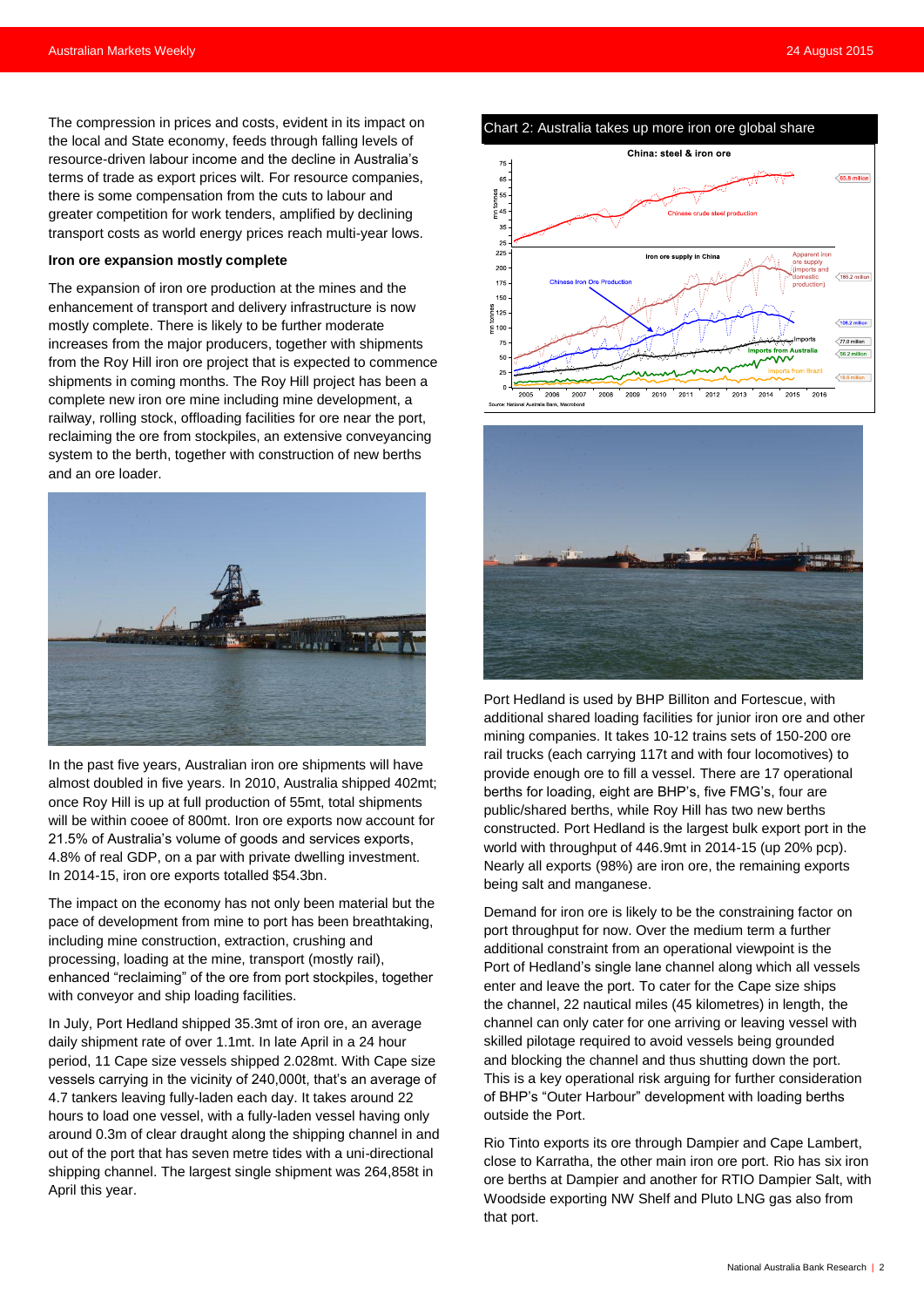The compression in prices and costs, evident in its impact on the local and State economy, feeds through falling levels of resource-driven labour income and the decline in Australia's terms of trade as export prices wilt. For resource companies, there is some compensation from the cuts to labour and greater competition for work tenders, amplified by declining transport costs as world energy prices reach multi-year lows.

**Iron ore expansion mostly complete**

The expansion of iron ore production at the mines and the enhancement of transport and delivery infrastructure is now mostly complete. There is likely to be further moderate increases from the major producers, together with shipments from the Roy Hill iron ore project that is expected to commence shipments in coming months. The Roy Hill project has been a complete new iron ore mine including mine development, a railway, rolling stock, offloading facilities for ore near the port, reclaiming the ore from stockpiles, an extensive conveyancing system to the berth, together with construction of new berths and an ore loader.

In the past five years, Australian iron ore shipments will have almost doubled in five years. In 2010, Australia shipped 402mt; once Roy Hill is up at full production of 55mt, total shipments will be within cooee of 800mt. Iron ore exports now account for 21.5% of Australia's volume of goods and services exports, 4.8% of real GDP, on a par with private dwelling investment. In 2014-15, iron ore exports totalled $54.3bn.

The impact on the economy has not only been material but the pace of development from mine to port has been breathtaking, including mine construction, extraction, crushing and processing, loading at the mine, transport (mostly rail), enhanced "reclaiming" of the ore from port stockpiles, together with conveyor and ship loading facilities.

In July, Port Hedland shipped 35.3mt of iron ore, an average daily shipment rate of over 1.1mt. In late April in a 24 hour period, 11 Cape size vessels shipped 2.028mt. With Cape size vessels carrying in the vicinity of 240,000t, that's an average of 4.7 tankers leaving fully-laden each day. It takes around 22 hours to load one vessel, with a fully-laden vessel having only around 0.3m of clear draught along the shipping channel in and out of the port that has seven metre tides with a uni-directional shipping channel. The largest single shipment was 264,858t in April this year.

Chart 2: Australia takes up more iron ore global share

Source: National Australia Bank, Macrobond

Port Hedland is used by BHP Billiton and Fortescue, with additional shared loading facilities for junior iron ore and other mining companies. It takes 10-12 trains sets of 150-200 ore rail trucks (each carrying 117t and with four locomotives) to provide enough ore to fill a vessel. There are 17 operational berths for loading, eight are BHP's, five FMG's, four are public/shared berths, while Roy Hill has two new berths constructed. Port Hedland is the largest bulk export port in the world with throughput of 446.9mt in 2014-15 (up 20% pcp). Nearly all exports (98%) are iron ore, the remaining exports being salt and manganese.

Demand for iron ore is likely to be the constraining factor on port throughput for now. Over the medium term a further additional constraint from an operational viewpoint is the Port of Hedland's single lane channel along which all vessels enter and leave the port. To cater for the Cape size ships the channel, 22 nautical miles (45 kilometres) in length, the channel can only cater for one arriving or leaving vessel with skilled pilotage required to avoid vessels being grounded and blocking the channel and thus shutting down the port. This is a key operational risk arguing for further consideration of BHP's "Outer Harbour" development with loading berths outside the Port.

Rio Tinto exports its ore through Dampier and Cape Lambert, close to Karratha, the other main iron ore port. Rio has six iron ore berths at Dampier and another for RTIO Dampier Salt, with Woodside exporting NW Shelf and Pluto LNG gas also from that port.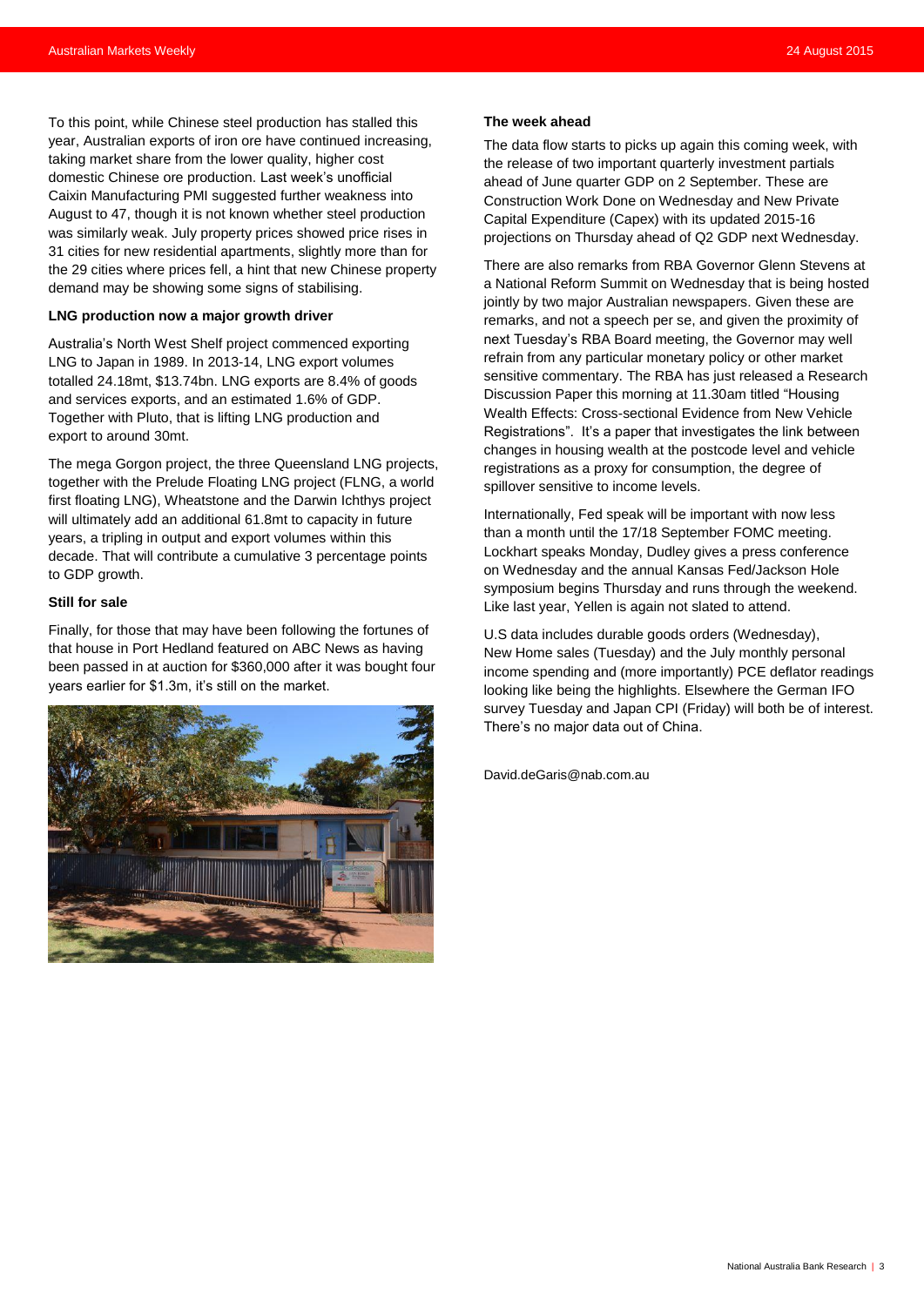To this point, while Chinese steel production has stalled this year, Australian exports of iron ore have continued increasing, taking market share from the lower quality, higher cost domestic Chinese ore production. Last week's unofficial Caixin Manufacturing PMI suggested further weakness into August to 47, though it is not known whether steel production was similarly weak. July property prices showed price rises in 31 cities for new residential apartments, slightly more than for the 29 cities where prices fell, a hint that new Chinese property demand may be showing some signs of stabilising.

**LNG production now a major growth driver**

Australia's North West Shelf project commenced exporting LNG to Japan in 1989. In 2013-14, LNG export volumes totalled 24.18mt, $13.74bn. LNG exports are 8.4% of goods and services exports, and an estimated 1.6% of GDP. Together with Pluto, that is lifting LNG production and export to around 30mt.

The mega Gorgon project, the three Queensland LNG projects, together with the Prelude Floating LNG project (FLNG, a world first floating LNG), Wheatstone and the Darwin Ichthys project will ultimately add an additional 61.8mt to capacity in future years, a tripling in output and export volumes within this decade. That will contribute a cumulative 3 percentage points to GDP growth.

**Still for sale**

Finally, for those that may have been following the fortunes of that house in Port Hedland featured on ABC News as having been passed in at auction for $360,000 after it was bought four years earlier for $1.3m, it's still on the market.

**The week ahead**

The data flow starts to picks up again this coming week, with the release of two important quarterly investment partials ahead of June quarter GDP on 2 September. These are Construction Work Done on Wednesday and New Private Capital Expenditure (Capex) with its updated 2015-16 projections on Thursday ahead of Q2 GDP next Wednesday.

There are also remarks from RBA Governor Glenn Stevens at a National Reform Summit on Wednesday that is being hosted jointly by two major Australian newspapers. Given these are remarks, and not a speech per se, and given the proximity of next Tuesday's RBA Board meeting, the Governor may well refrain from any particular monetary policy or other market sensitive commentary. The RBA has just released a Research Discussion Paper this morning at 11.30am titled "Housing Wealth Effects: Cross-sectional Evidence from New Vehicle Registrations". It's a paper that investigates the link between changes in housing wealth at the postcode level and vehicle registrations as a proxy for consumption, the degree of spillover sensitive to income levels.

Internationally, Fed speak will be important with now less than a month until the 17/18 September FOMC meeting. Lockhart speaks Monday, Dudley gives a press conference on Wednesday and the annual Kansas Fed/Jackson Hole symposium begins Thursday and runs through the weekend. Like last year, Yellen is again not slated to attend.

U.S data includes durable goods orders (Wednesday), New Home sales (Tuesday) and the July monthly personal income spending and (more importantly) PCE deflator readings looking like being the highlights. Elsewhere the German IFO survey Tuesday and Japan CPI (Friday) will both be of interest. There's no major data out of China.

David.deGaris@nab.com.au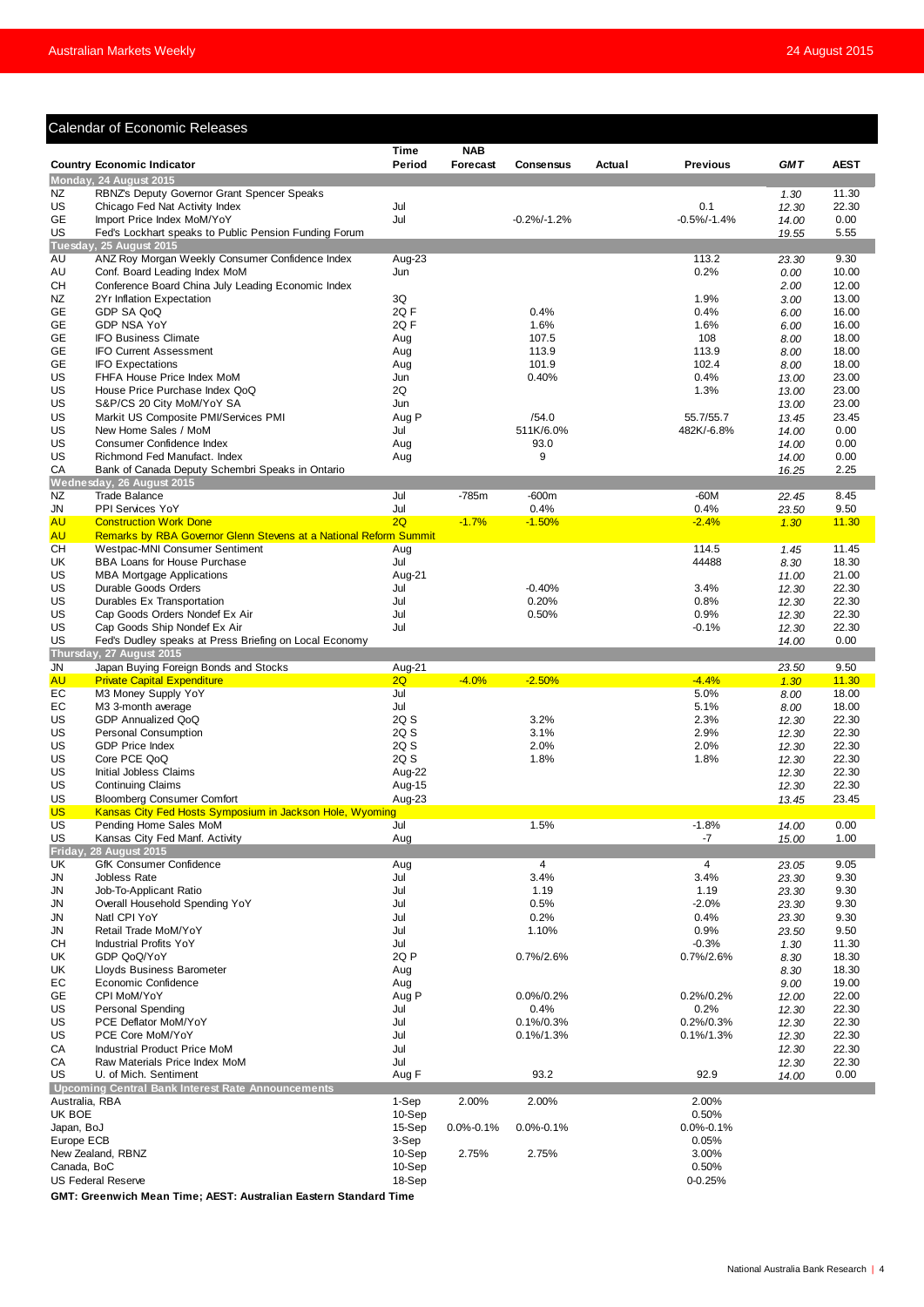## Calendar of Economic Releases

| Country | Economic Indicator | Time Period | NAB Forecast | Consensus | Actual | Previous | GMT | AEST |
|---|---|---|---|---|---|---|---|---|
| **Monday, 24 August 2015** | | | | | | | | |
| NZ | RBNZ's Deputy Governor Grant Spencer Speaks | | | | | | 1.30 | 11.30 |
| US | Chicago Fed Nat Activity Index | Jul | | | | 0.1 | 12.30 | 22.30 |
| GE | Import Price Index MoM/YoY | Jul | | -0.2%/-1.2% | | -0.5%/-1.4% | 14.00 | 0.00 |
| US | Fed's Lockhart speaks to Public Pension Funding Forum | | | | | | 19.55 | 5.55 |
| **Tuesday, 25 August 2015** | | | | | | | | |
| AU | ANZ Roy Morgan Weekly Consumer Confidence Index | Aug-23 | | | | 113.2 | 23.30 | 9.30 |
| AU | Conf. Board Leading Index MoM | Jun | | | | 0.2% | 0.00 | 10.00 |
| CH | Conference Board China July Leading Economic Index | | | | | | 2.00 | 12.00 |
| NZ | 2Yr Inflation Expectation | 3Q | | | | 1.9% | 3.00 | 13.00 |
| GE | GDP SA QoQ | 2Q F | | 0.4% | | 0.4% | 6.00 | 16.00 |
| GE | GDP NSA YoY | 2Q F | | 1.6% | | 1.6% | 6.00 | 16.00 |
| GE | IFO Business Climate | Aug | | 107.5 | | 108 | 8.00 | 18.00 |
| GE | IFO Current Assessment | Aug | | 113.9 | | 113.9 | 8.00 | 18.00 |
| GE | IFO Expectations | Aug | | 101.9 | | 102.4 | 8.00 | 18.00 |
| US | FHFA House Price Index MoM | Jun | | 0.40% | | 0.4% | 13.00 | 23.00 |
| US | House Price Purchase Index QoQ | 2Q | | | | 1.3% | 13.00 | 23.00 |
| US | S&P/CS 20 City MoM/YoY SA | Jun | | | | | 13.00 | 23.00 |
| US | Markit US Composite PMI/Services PMI | Aug P | | /54.0 | | 55.7/55.7 | 13.45 | 23.45 |
| US | New Home Sales / MoM | Jul | | 511K/6.0% | | 482K/-6.8% | 14.00 | 0.00 |
| US | Consumer Confidence Index | Aug | | 93.0 | | | 14.00 | 0.00 |
| US | Richmond Fed Manufact. Index | Aug | | 9 | | | 14.00 | 0.00 |
| CA | Bank of Canada Deputy Schembri Speaks in Ontario | | | | | | 16.25 | 2.25 |
| **Wednesday, 26 August 2015** | | | | | | | | |
| NZ | Trade Balance | Jul | -785m | -600m | | -60M | 22.45 | 8.45 |
| JN | PPI Services YoY | Jul | | 0.4% | | 0.4% | 23.50 | 9.50 |
| AU | Construction Work Done | 2Q | -1.7% | -1.50% | | -2.4% | 1.30 | 11.30 |
| AU | Remarks by RBA Governor Glenn Stevens at a National Reform Summit | | | | | | | |
| CH | Westpac-MNI Consumer Sentiment | Aug | | | | 114.5 | 1.45 | 11.45 |
| UK | BBA Loans for House Purchase | Jul | | | | 44488 | 8.30 | 18.30 |
| US | MBA Mortgage Applications | Aug-21 | | | | | 11.00 | 21.00 |
| US | Durable Goods Orders | Jul | | -0.40% | | 3.4% | 12.30 | 22.30 |
| US | Durables Ex Transportation | Jul | | 0.20% | | 0.8% | 12.30 | 22.30 |
| US | Cap Goods Orders Nondef Ex Air | Jul | | 0.50% | | 0.9% | 12.30 | 22.30 |
| US | Cap Goods Ship Nondef Ex Air | Jul | | | | -0.1% | 12.30 | 22.30 |
| US | Fed's Dudley speaks at Press Briefing on Local Economy | | | | | | 14.00 | 0.00 |
| **Thursday, 27 August 2015** | | | | | | | | |
| JN | Japan Buying Foreign Bonds and Stocks | Aug-21 | | | | | 23.50 | 9.50 |
| AU | Private Capital Expenditure | 2Q | -4.0% | -2.50% | | -4.4% | 1.30 | 11.30 |
| EC | M3 Money Supply YoY | Jul | | | | 5.0% | 8.00 | 18.00 |
| EC | M3 3-month average | Jul | | | | 5.1% | 8.00 | 18.00 |
| US | GDP Annualized QoQ | 2Q S | | 3.2% | | 2.3% | 12.30 | 22.30 |
| US | Personal Consumption | 2Q S | | 3.1% | | 2.9% | 12.30 | 22.30 |
| US | GDP Price Index | 2Q S | | 2.0% | | 2.0% | 12.30 | 22.30 |
| US | Core PCE QoQ | 2Q S | | 1.8% | | 1.8% | 12.30 | 22.30 |
| US | Initial Jobless Claims | Aug-22 | | | | | 12.30 | 22.30 |
| US | Continuing Claims | Aug-15 | | | | | 12.30 | 22.30 |
| US | Bloomberg Consumer Comfort | Aug-23 | | | | | 13.45 | 23.45 |
| US | Kansas City Fed Hosts Symposium in Jackson Hole, Wyoming | | | | | | | |
| US | Pending Home Sales MoM | Jul | | 1.5% | | -1.8% | 14.00 | 0.00 |
| US | Kansas City Fed Manf. Activity | Aug | | | | -7 | 15.00 | 1.00 |
| **Friday, 28 August 2015** | | | | | | | | |
| UK | GfK Consumer Confidence | Aug | | 4 | | 4 | 23.05 | 9.05 |
| JN | Jobless Rate | Jul | | 3.4% | | 3.4% | 23.30 | 9.30 |
| JN | Job-To-Applicant Ratio | Jul | | 1.19 | | 1.19 | 23.30 | 9.30 |
| JN | Overall Household Spending YoY | Jul | | 0.5% | | -2.0% | 23.30 | 9.30 |
| JN | Natl CPI YoY | Jul | | 0.2% | | 0.4% | 23.30 | 9.30 |
| JN | Retail Trade MoM/YoY | Jul | | 1.10% | | 0.9% | 23.50 | 9.50 |
| CH | Industrial Profits YoY | Jul | | | | -0.3% | 1.30 | 11.30 |
| UK | GDP QoQ/YoY | 2Q P | | 0.7%/2.6% | | 0.7%/2.6% | 8.30 | 18.30 |
| UK | Lloyds Business Barometer | Aug | | | | | 8.30 | 18.30 |
| EC | Economic Confidence | Aug | | | | | 9.00 | 19.00 |
| GE | CPI MoM/YoY | Aug P | | 0.0%/0.2% | | 0.2%/0.2% | 12.00 | 22.00 |
| US | Personal Spending | Jul | | 0.4% | | 0.2% | 12.30 | 22.30 |
| US | PCE Deflator MoM/YoY | Jul | | 0.1%/0.3% | | 0.2%/0.3% | 12.30 | 22.30 |
| US | PCE Core MoM/YoY | Jul | | 0.1%/1.3% | | 0.1%/1.3% | 12.30 | 22.30 |
| CA | Industrial Product Price MoM | Jul | | | | | 12.30 | 22.30 |
| CA | Raw Materials Price Index MoM | Jul | | | | | 12.30 | 22.30 |
| US | U. of Mich. Sentiment | Aug F | | 93.2 | | 92.9 | 14.00 | 0.00 |
| **Upcoming Central Bank Interest Rate Announcements** | | | | | | | | |
| Australia, RBA | | 1-Sep | 2.00% | 2.00% | | 2.00% | | |
| UK BOE | | 10-Sep | | | | 0.50% | | |
| Japan, BoJ | | 15-Sep | 0.0%-0.1% | 0.0%-0.1% | | 0.0%-0.1% | | |
| Europe ECB | | 3-Sep | | | | 0.05% | | |
| New Zealand, RBNZ | | 10-Sep | 2.75% | 2.75% | | 3.00% | | |
| Canada, BoC | | 10-Sep | | | | 0.50% | | |
| US Federal Reserve | | 18-Sep | | | | 0-0.25% | | |

**GMT: Greenwich Mean Time; AEST: Australian Eastern Standard Time**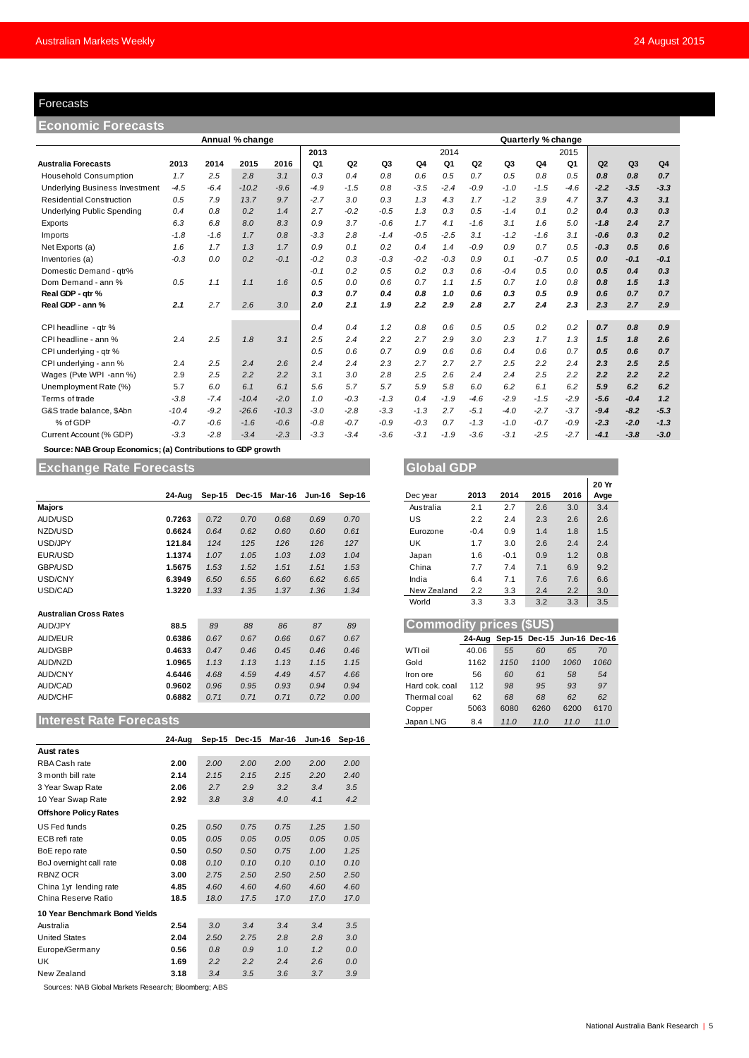## Forecasts

### Economic Forecasts

| Australia Forecasts | Annual % change | | | | Quarterly % change | | | | | | | | | | | |
|---|---|---|---|---|---|---|---|---|---|---|---|---|---|---|---|---|
| | | | | | 2013 | | | | 2014 | | | | 2015 | | | |
| | 2013 | 2014 | 2015 | 2016 | Q1 | Q2 | Q3 | Q4 | Q1 | Q2 | Q3 | Q4 | Q1 | Q2 | Q3 | Q4 |
| Household Consumption | 1.7 | 2.5 | 2.8 | 3.1 | 0.3 | 0.4 | 0.8 | 0.6 | 0.5 | 0.7 | 0.5 | 0.8 | 0.5 | 0.8 | 0.8 | 0.7 |
| Underlying Business Investment | -4.5 | -6.4 | -10.2 | -9.6 | -4.9 | -1.5 | 0.8 | -3.5 | -2.4 | -0.9 | -1.0 | -1.5 | -4.6 | -2.2 | -3.5 | -3.3 |
| Residential Construction | 0.5 | 7.9 | 13.7 | 9.7 | -2.7 | 3.0 | 0.3 | 1.3 | 4.3 | 1.7 | -1.2 | 3.9 | 4.7 | 3.7 | 4.3 | 3.1 |
| Underlying Public Spending | 0.4 | 0.8 | 0.2 | 1.4 | 2.7 | -0.2 | -0.5 | 1.3 | 0.3 | 0.5 | -1.4 | 0.1 | 0.2 | 0.4 | 0.3 | 0.3 |
| Exports | 6.3 | 6.8 | 8.0 | 8.3 | 0.9 | 3.7 | -0.6 | 1.7 | 4.1 | -1.6 | 3.1 | 1.6 | 5.0 | -1.8 | 2.4 | 2.7 |
| Imports | -1.8 | -1.6 | 1.7 | 0.8 | -3.3 | 2.8 | -1.4 | -0.5 | -2.5 | 3.1 | -1.2 | -1.6 | 3.1 | -0.6 | 0.3 | 0.2 |
| Net Exports (a) | 1.6 | 1.7 | 1.3 | 1.7 | 0.9 | 0.1 | 0.2 | 0.4 | 1.4 | -0.9 | 0.9 | 0.7 | 0.5 | -0.3 | 0.5 | 0.6 |
| Inventories (a) | -0.3 | 0.0 | 0.2 | -0.1 | -0.2 | 0.3 | -0.3 | -0.2 | -0.3 | 0.9 | 0.1 | -0.7 | 0.5 | 0.0 | -0.1 | -0.1 |
| Domestic Demand - qtr% | | | | | -0.1 | 0.2 | 0.5 | 0.2 | 0.3 | 0.6 | -0.4 | 0.5 | 0.0 | 0.5 | 0.4 | 0.3 |
| Dom Demand - ann % | 0.5 | 1.1 | 1.1 | 1.6 | 0.5 | 0.0 | 0.6 | 0.7 | 1.1 | 1.5 | 0.7 | 1.0 | 0.8 | 0.8 | 1.5 | 1.3 |
| **Real GDP - qtr %** | | | | | **0.3** | **0.7** | **0.4** | **0.8** | **1.0** | **0.6** | **0.3** | **0.5** | **0.9** | **0.6** | **0.7** | **0.7** |
| **Real GDP - ann %** | **2.1** | 2.7 | 2.6 | 3.0 | **2.0** | **2.1** | **1.9** | **2.2** | **2.9** | **2.8** | **2.7** | **2.4** | **2.3** | **2.3** | **2.7** | **2.9** |
| | | | | | | | | | | | | | | | | |
| CPI headline - qtr % | | | | | 0.4 | 0.4 | 1.2 | 0.8 | 0.6 | 0.5 | 0.5 | 0.2 | 0.2 | 0.7 | 0.8 | 0.9 |
| CPI headline - ann % | 2.4 | 2.5 | 1.8 | 3.1 | 2.5 | 2.4 | 2.2 | 2.7 | 2.9 | 3.0 | 2.3 | 1.7 | 1.3 | 1.5 | 1.8 | 2.6 |
| CPI underlying - qtr % | | | | | 0.5 | 0.6 | 0.7 | 0.9 | 0.6 | 0.6 | 0.4 | 0.6 | 0.7 | 0.5 | 0.6 | 0.7 |
| CPI underlying - ann % | 2.4 | 2.5 | 2.4 | 2.6 | 2.4 | 2.4 | 2.3 | 2.7 | 2.7 | 2.7 | 2.5 | 2.2 | 2.4 | 2.3 | 2.5 | 2.5 |
| Wages (Pvte WPI -ann %) | 2.9 | 2.5 | 2.2 | 2.2 | 3.1 | 3.0 | 2.8 | 2.5 | 2.6 | 2.4 | 2.4 | 2.5 | 2.2 | 2.2 | 2.2 | 2.2 |
| Unemployment Rate (%) | 5.7 | 6.0 | 6.1 | 6.1 | 5.6 | 5.7 | 5.7 | 5.9 | 5.8 | 6.0 | 6.2 | 6.1 | 6.2 | 5.9 | 6.2 | 6.2 |
| Terms of trade | -3.8 | -7.4 | -10.4 | -2.0 | 1.0 | -0.3 | -1.3 | 0.4 | -1.9 | -4.6 | -2.9 | -1.5 | -2.9 | -5.6 | -0.4 | 1.2 |
| G&S trade balance, $Abn | -10.4 | -9.2 | -26.6 | -10.3 | -3.0 | -2.8 | -3.3 | -1.3 | 2.7 | -5.1 | -4.0 | -2.7 | -3.7 | -9.4 | -8.2 | -5.3 |
| % of GDP | -0.7 | -0.6 | -1.6 | -0.6 | -0.8 | -0.7 | -0.9 | -0.3 | 0.7 | -1.3 | -1.0 | -0.7 | -0.9 | -2.3 | -2.0 | -1.3 |
| Current Account (% GDP) | -3.3 | -2.8 | -3.4 | -2.3 | -3.3 | -3.4 | -3.6 | -3.1 | -1.9 | -3.6 | -3.1 | -2.5 | -2.7 | -4.1 | -3.8 | -3.0 |

**Source: NAB Group Economics; (a) Contributions to GDP growth**

### Exchange Rate Forecasts

| | 24-Aug | Sep-15 | Dec-15 | Mar-16 | Jun-16 | Sep-16 |
|---|---|---|---|---|---|---|
| **Majors** | | | | | | |
| AUD/USD | 0.7263 | 0.72 | 0.70 | 0.68 | 0.69 | 0.70 |
| NZD/USD | 0.6624 | 0.64 | 0.62 | 0.60 | 0.60 | 0.61 |
| USD/JPY | 121.84 | 124 | 125 | 126 | 126 | 127 |
| EUR/USD | 1.1374 | 1.07 | 1.05 | 1.03 | 1.03 | 1.04 |
| GBP/USD | 1.5675 | 1.53 | 1.52 | 1.51 | 1.51 | 1.53 |
| USD/CNY | 6.3949 | 6.50 | 6.55 | 6.60 | 6.62 | 6.65 |
| USD/CAD | 1.3220 | 1.33 | 1.35 | 1.37 | 1.36 | 1.34 |
| | | | | | | |
| **Australian Cross Rates** | | | | | | |
| AUD/JPY | 88.5 | 89 | 88 | 86 | 87 | 89 |
| AUD/EUR | 0.6386 | 0.67 | 0.67 | 0.66 | 0.67 | 0.67 |
| AUD/GBP | 0.4633 | 0.47 | 0.46 | 0.45 | 0.46 | 0.46 |
| AUD/NZD | 1.0965 | 1.13 | 1.13 | 1.13 | 1.15 | 1.15 |
| AUD/CNY | 4.6446 | 4.68 | 4.59 | 4.49 | 4.57 | 4.66 |
| AUD/CAD | 0.9602 | 0.96 | 0.95 | 0.93 | 0.94 | 0.94 |
| AUD/CHF | 0.6882 | 0.71 | 0.71 | 0.71 | 0.72 | 0.00 |

### Interest Rate Forecasts

| | 24-Aug | Sep-15 | Dec-15 | Mar-16 | Jun-16 | Sep-16 |
|---|---|---|---|---|---|---|
| **Aust rates** | | | | | | |
| RBA Cash rate | 2.00 | 2.00 | 2.00 | 2.00 | 2.00 | 2.00 |
| 3 month bill rate | 2.14 | 2.15 | 2.15 | 2.15 | 2.20 | 2.40 |
| 3 Year Swap Rate | 2.06 | 2.7 | 2.9 | 3.2 | 3.4 | 3.5 |
| 10 Year Swap Rate | 2.92 | 3.8 | 3.8 | 4.0 | 4.1 | 4.2 |
| **Offshore Policy Rates** | | | | | | |
| US Fed funds | 0.25 | 0.50 | 0.75 | 0.75 | 1.25 | 1.50 |
| ECB refi rate | 0.05 | 0.05 | 0.05 | 0.05 | 0.05 | 0.05 |
| BoE repo rate | 0.50 | 0.50 | 0.50 | 0.75 | 1.00 | 1.25 |
| BoJ overnight call rate | 0.08 | 0.10 | 0.10 | 0.10 | 0.10 | 0.10 |
| RBNZ OCR | 3.00 | 2.75 | 2.50 | 2.50 | 2.50 | 2.50 |
| China 1yr lending rate | 4.85 | 4.60 | 4.60 | 4.60 | 4.60 | 4.60 |
| China Reserve Ratio | 18.5 | 18.0 | 17.5 | 17.0 | 17.0 | 17.0 |
| **10 Year Benchmark Bond Yields** | | | | | | |
| Australia | 2.54 | 3.0 | 3.4 | 3.4 | 3.4 | 3.5 |
| United States | 2.04 | 2.50 | 2.75 | 2.8 | 2.8 | 3.0 |
| Europe/Germany | 0.56 | 0.8 | 0.9 | 1.0 | 1.2 | 0.0 |
| UK | 1.69 | 2.2 | 2.2 | 2.4 | 2.6 | 0.0 |
| New Zealand | 3.18 | 3.4 | 3.5 | 3.6 | 3.7 | 3.9 |

Sources: NAB Global Markets Research; Bloomberg; ABS

### Global GDP

| Dec year | 2013 | 2014 | 2015 | 2016 | 20 Yr Avge |
|---|---|---|---|---|---|
| Australia | 2.1 | 2.7 | 2.6 | 3.0 | 3.4 |
| US | 2.2 | 2.4 | 2.3 | 2.6 | 2.6 |
| Eurozone | -0.4 | 0.9 | 1.4 | 1.8 | 1.5 |
| UK | 1.7 | 3.0 | 2.6 | 2.4 | 2.4 |
| Japan | 1.6 | -0.1 | 0.9 | 1.2 | 0.8 |
| China | 7.7 | 7.4 | 7.1 | 6.9 | 9.2 |
| India | 6.4 | 7.1 | 7.6 | 7.6 | 6.6 |
| New Zealand | 2.2 | 3.3 | 2.4 | 2.2 | 3.0 |
| World | 3.3 | 3.3 | 3.2 | 3.3 | 3.5 |

### Commodity prices ($US)

| | 24-Aug | Sep-15 | Dec-15 | Jun-16 | Dec-16 |
|---|---|---|---|---|---|
| WTI oil | 40.06 | 55 | 60 | 65 | 70 |
| Gold | 1162 | 1150 | 1100 | 1060 | 1060 |
| Iron ore | 56 | 60 | 61 | 58 | 54 |
| Hard cok. coal | 112 | 98 | 95 | 93 | 97 |
| Thermal coal | 62 | 68 | 68 | 62 | 62 |
| Copper | 5063 | 6080 | 6260 | 6200 | 6170 |
| Japan LNG | 8.4 | 11.0 | 11.0 | 11.0 | 11.0 |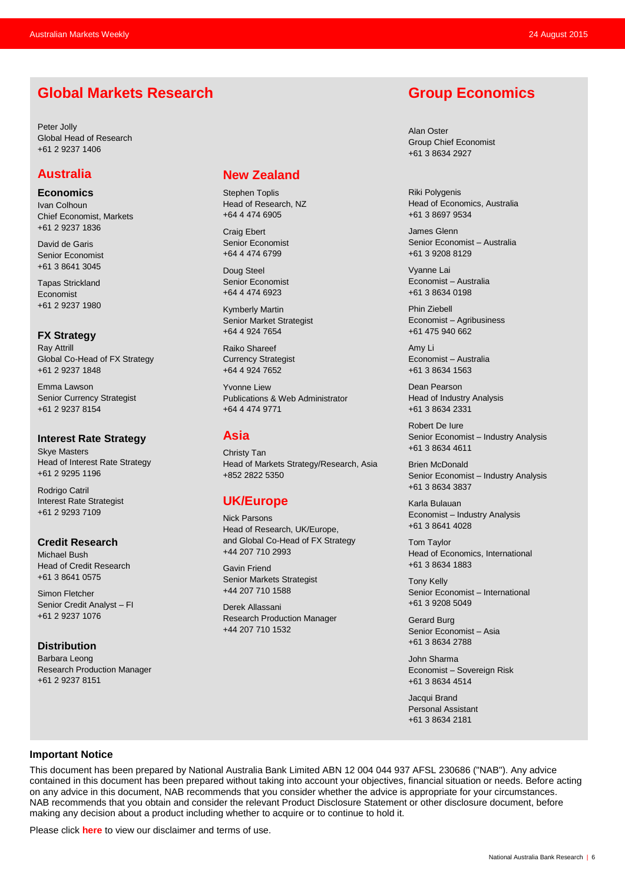## Global Markets Research

Peter Jolly
Global Head of Research
+61 2 9237 1406

### Australia

**Economics**

Ivan Colhoun
Chief Economist, Markets
+61 2 9237 1836

David de Garis
Senior Economist
+61 3 8641 3045

Tapas Strickland
Economist
+61 2 9237 1980

**FX Strategy**

Ray Attrill
Global Co-Head of FX Strategy
+61 2 9237 1848

Emma Lawson
Senior Currency Strategist
+61 2 9237 8154

**Interest Rate Strategy**

Skye Masters
Head of Interest Rate Strategy
+61 2 9295 1196

Rodrigo Catril
Interest Rate Strategist
+61 2 9293 7109

**Credit Research**

Michael Bush
Head of Credit Research
+61 3 8641 0575

Simon Fletcher
Senior Credit Analyst – FI
+61 2 9237 1076

**Distribution**

Barbara Leong
Research Production Manager
+61 2 9237 8151

### New Zealand

Stephen Toplis
Head of Research, NZ
+64 4 474 6905

Craig Ebert
Senior Economist
+64 4 474 6799

Doug Steel
Senior Economist
+64 4 474 6923

Kymberly Martin
Senior Market Strategist
+64 4 924 7654

Raiko Shareef
Currency Strategist
+64 4 924 7652

Yvonne Liew
Publications & Web Administrator
+64 4 474 9771

### Asia

Christy Tan
Head of Markets Strategy/Research, Asia
+852 2822 5350

### UK/Europe

Nick Parsons
Head of Research, UK/Europe,
and Global Co-Head of FX Strategy
+44 207 710 2993

Gavin Friend
Senior Markets Strategist
+44 207 710 1588

Derek Allassani
Research Production Manager
+44 207 710 1532

## Group Economics

Alan Oster
Group Chief Economist
+61 3 8634 2927

Riki Polygenis
Head of Economics, Australia
+61 3 8697 9534

James Glenn
Senior Economist – Australia
+61 3 9208 8129

Vyanne Lai
Economist – Australia
+61 3 8634 0198

Phin Ziebell
Economist – Agribusiness
+61 475 940 662

Amy Li
Economist – Australia
+61 3 8634 1563

Dean Pearson
Head of Industry Analysis
+61 3 8634 2331

Robert De Iure
Senior Economist – Industry Analysis
+61 3 8634 4611

Brien McDonald
Senior Economist – Industry Analysis
+61 3 8634 3837

Karla Bulauan
Economist – Industry Analysis
+61 3 8641 4028

Tom Taylor
Head of Economics, International
+61 3 8634 1883

Tony Kelly
Senior Economist – International
+61 3 9208 5049

Gerard Burg
Senior Economist – Asia
+61 3 8634 2788

John Sharma
Economist – Sovereign Risk
+61 3 8634 4514

Jacqui Brand
Personal Assistant
+61 3 8634 2181

**Important Notice**

This document has been prepared by National Australia Bank Limited ABN 12 004 044 937 AFSL 230686 ("NAB"). Any advice contained in this document has been prepared without taking into account your objectives, financial situation or needs. Before acting on any advice in this document, NAB recommends that you consider whether the advice is appropriate for your circumstances. NAB recommends that you obtain and consider the relevant Product Disclosure Statement or other disclosure document, before making any decision about a product including whether to acquire or to continue to hold it.

Please click **here** to view our disclaimer and terms of use.